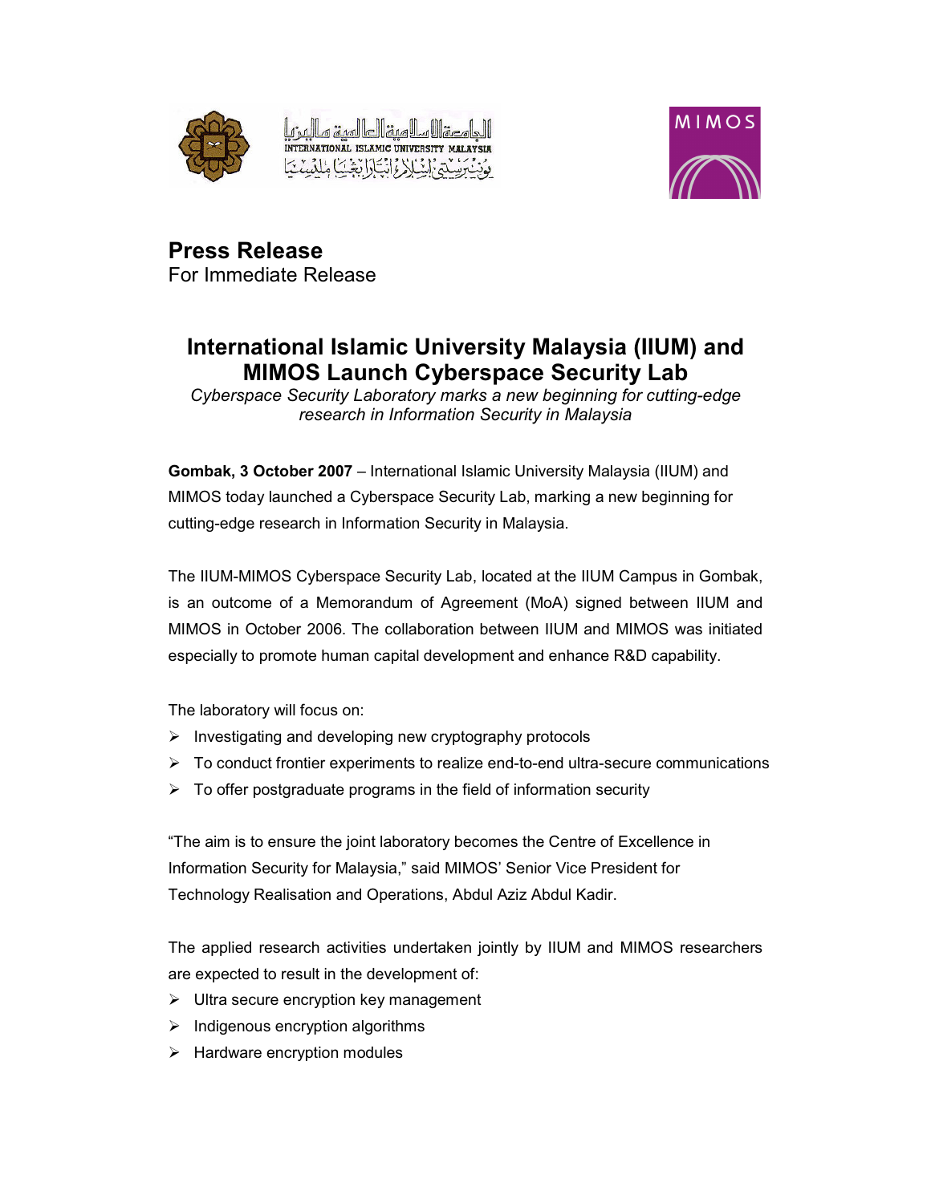# Press Release

For Immediate Release

## International Islamic University Malaysia (IIUM) and MIMOS Launch Cyberspace Security Lab

*Cyberspace Security Laboratory marks a new beginning for cutting-edge research in Information Security in Malaysia*

**Gombak, 3 October 2007** – International Islamic University Malaysia (IIUM) and MIMOS today launched a Cyberspace Security Lab, marking a new beginning for cutting-edge research in Information Security in Malaysia.

The IIUM-MIMOS Cyberspace Security Lab, located at the IIUM Campus in Gombak, is an outcome of a Memorandum of Agreement (MoA) signed between IIUM and MIMOS in October 2006. The collaboration between IIUM and MIMOS was initiated especially to promote human capital development and enhance R&D capability.

The laboratory will focus on:

- Investigating and developing new cryptography protocols
- To conduct frontier experiments to realize end-to-end ultra-secure communications
- To offer postgraduate programs in the field of information security

"The aim is to ensure the joint laboratory becomes the Centre of Excellence in Information Security for Malaysia," said MIMOS' Senior Vice President for Technology Realisation and Operations, Abdul Aziz Abdul Kadir.

The applied research activities undertaken jointly by IIUM and MIMOS researchers are expected to result in the development of:

- Ultra secure encryption key management
- Indigenous encryption algorithms
- Hardware encryption modules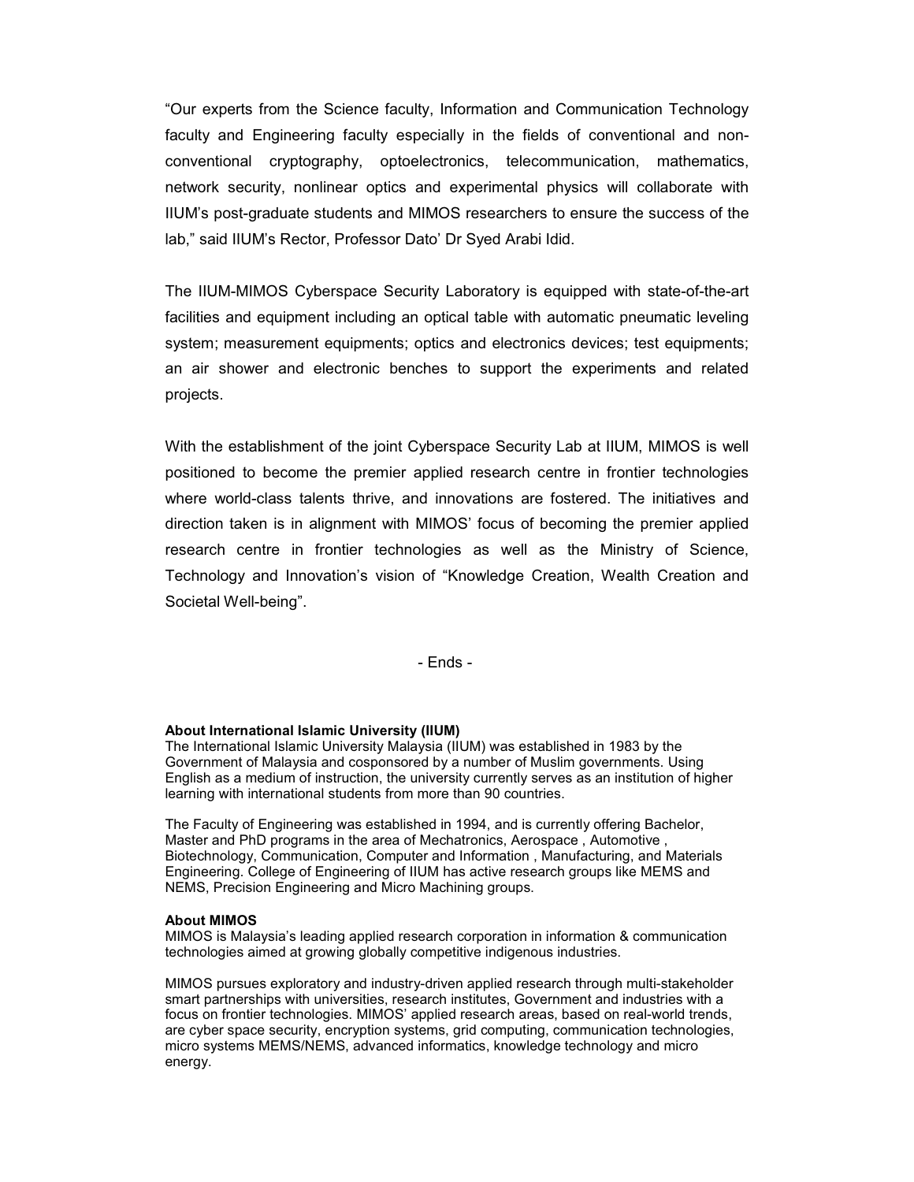"Our experts from the Science faculty, Information and Communication Technology faculty and Engineering faculty especially in the fields of conventional and non-conventional cryptography, optoelectronics, telecommunication, mathematics, network security, nonlinear optics and experimental physics will collaborate with IIUM's post-graduate students and MIMOS researchers to ensure the success of the lab," said IIUM's Rector, Professor Dato' Dr Syed Arabi Idid.

The IIUM-MIMOS Cyberspace Security Laboratory is equipped with state-of-the-art facilities and equipment including an optical table with automatic pneumatic leveling system; measurement equipments; optics and electronics devices; test equipments; an air shower and electronic benches to support the experiments and related projects.

With the establishment of the joint Cyberspace Security Lab at IIUM, MIMOS is well positioned to become the premier applied research centre in frontier technologies where world-class talents thrive, and innovations are fostered. The initiatives and direction taken is in alignment with MIMOS' focus of becoming the premier applied research centre in frontier technologies as well as the Ministry of Science, Technology and Innovation's vision of "Knowledge Creation, Wealth Creation and Societal Well-being".

- Ends -

**About International Islamic University (IIUM)**

The International Islamic University Malaysia (IIUM) was established in 1983 by the Government of Malaysia and cosponsored by a number of Muslim governments. Using English as a medium of instruction, the university currently serves as an institution of higher learning with international students from more than 90 countries.

The Faculty of Engineering was established in 1994, and is currently offering Bachelor, Master and PhD programs in the area of Mechatronics, Aerospace , Automotive , Biotechnology, Communication, Computer and Information , Manufacturing, and Materials Engineering. College of Engineering of IIUM has active research groups like MEMS and NEMS, Precision Engineering and Micro Machining groups.

**About MIMOS**

MIMOS is Malaysia's leading applied research corporation in information & communication technologies aimed at growing globally competitive indigenous industries.

MIMOS pursues exploratory and industry-driven applied research through multi-stakeholder smart partnerships with universities, research institutes, Government and industries with a focus on frontier technologies. MIMOS' applied research areas, based on real-world trends, are cyber space security, encryption systems, grid computing, communication technologies, micro systems MEMS/NEMS, advanced informatics, knowledge technology and micro energy.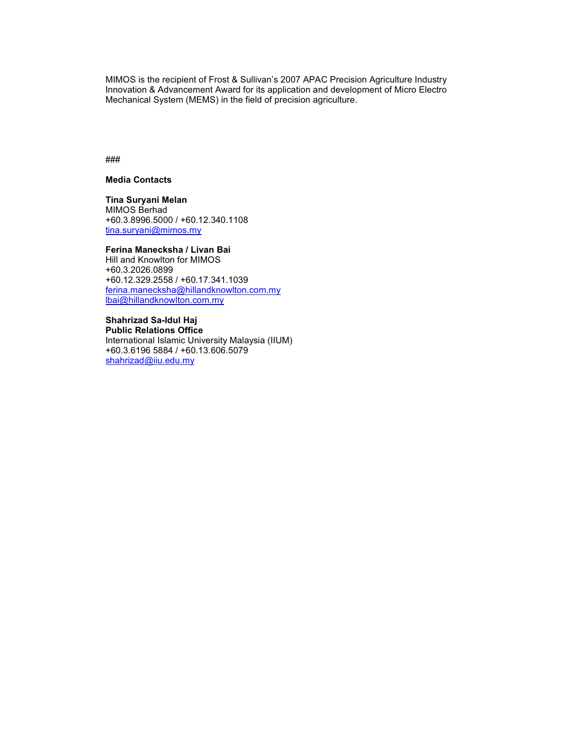MIMOS is the recipient of Frost & Sullivan's 2007 APAC Precision Agriculture Industry Innovation & Advancement Award for its application and development of Micro Electro Mechanical System (MEMS) in the field of precision agriculture.

###

**Media Contacts**

**Tina Suryani Melan**
MIMOS Berhad
+60.3.8996.5000 / +60.12.340.1108
tina.suryani@mimos.my

**Ferina Maneckshа / Livan Bai**
Hill and Knowlton for MIMOS
+60.3.2026.0899
+60.12.329.2558 / +60.17.341.1039
ferina.maneckshа@hillandknowlton.com.my
lbai@hillandknowlton.com.my

**Shahrizad Sa-Idul Haj**
**Public Relations Office**
International Islamic University Malaysia (IIUM)
+60.3.6196 5884 / +60.13.606.5079
shahrizad@iiu.edu.my